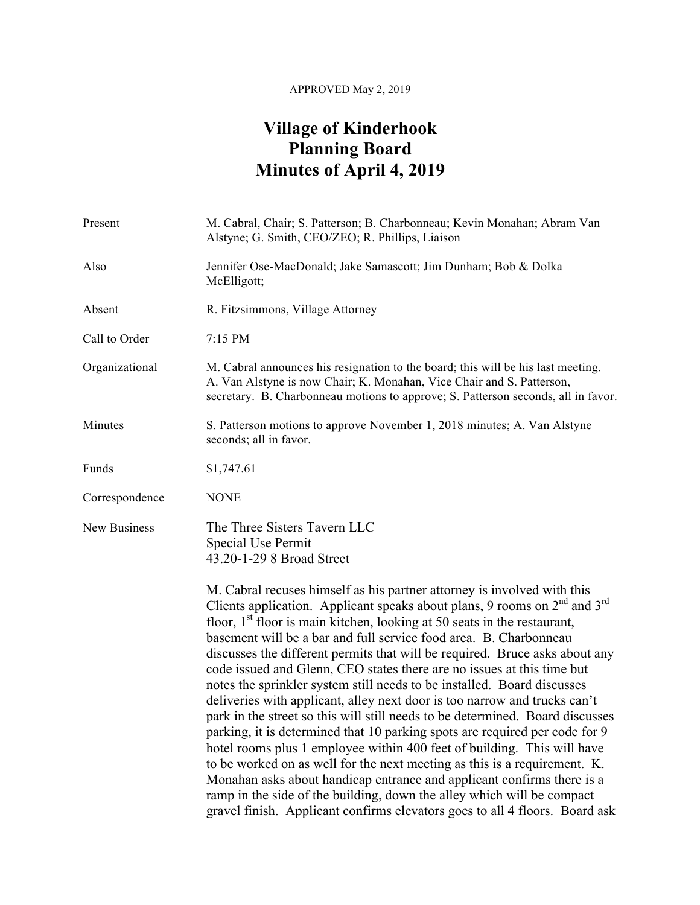APPROVED May 2, 2019

# Village of Kinderhook
# Planning Board
# Minutes of April 4, 2019

| | |
|---|---|
| Present | M. Cabral, Chair; S. Patterson; B. Charbonneau; Kevin Monahan; Abram Van Alstyne; G. Smith, CEO/ZEO; R. Phillips, Liaison |
| Also | Jennifer Ose-MacDonald; Jake Samascott; Jim Dunham; Bob & Dolka McElligott; |
| Absent | R. Fitzsimmons, Village Attorney |
| Call to Order | 7:15 PM |
| Organizational | M. Cabral announces his resignation to the board; this will be his last meeting. A. Van Alstyne is now Chair; K. Monahan, Vice Chair and S. Patterson, secretary. B. Charbonneau motions to approve; S. Patterson seconds, all in favor. |
| Minutes | S. Patterson motions to approve November 1, 2018 minutes; A. Van Alstyne seconds; all in favor. |
| Funds | $1,747.61 |
| Correspondence | NONE |
| New Business | The Three Sisters Tavern LLC<br>Special Use Permit<br>43.20-1-29 8 Broad Street |

M. Cabral recuses himself as his partner attorney is involved with this Clients application. Applicant speaks about plans, 9 rooms on 2nd and 3rd floor, 1st floor is main kitchen, looking at 50 seats in the restaurant, basement will be a bar and full service food area. B. Charbonneau discusses the different permits that will be required. Bruce asks about any code issued and Glenn, CEO states there are no issues at this time but notes the sprinkler system still needs to be installed. Board discusses deliveries with applicant, alley next door is too narrow and trucks can't park in the street so this will still needs to be determined. Board discusses parking, it is determined that 10 parking spots are required per code for 9 hotel rooms plus 1 employee within 400 feet of building. This will have to be worked on as well for the next meeting as this is a requirement. K. Monahan asks about handicap entrance and applicant confirms there is a ramp in the side of the building, down the alley which will be compact gravel finish. Applicant confirms elevators goes to all 4 floors. Board ask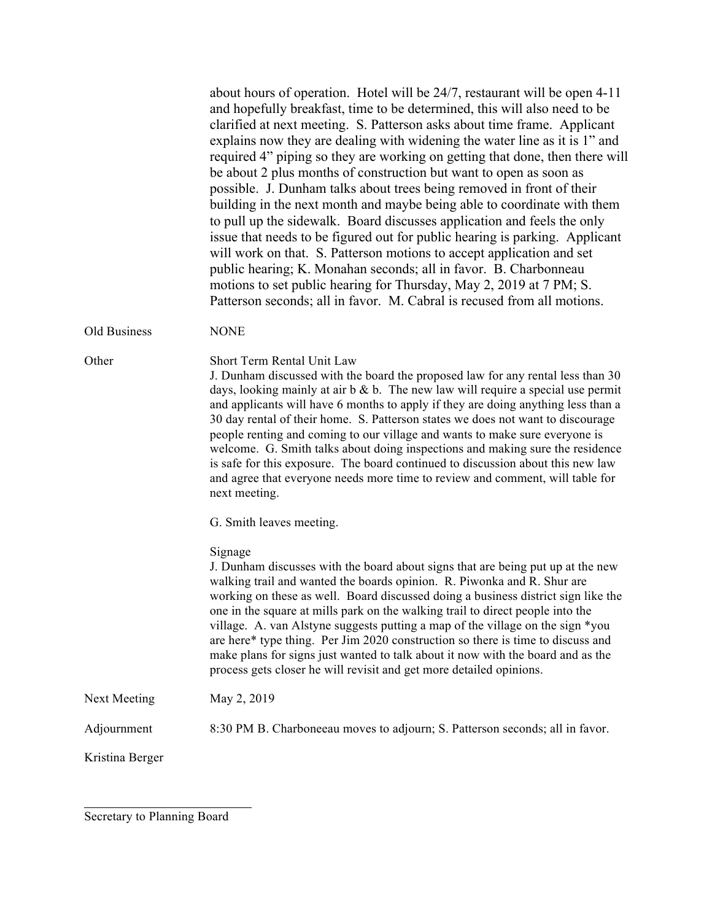about hours of operation. Hotel will be 24/7, restaurant will be open 4-11 and hopefully breakfast, time to be determined, this will also need to be clarified at next meeting. S. Patterson asks about time frame. Applicant explains now they are dealing with widening the water line as it is 1" and required 4" piping so they are working on getting that done, then there will be about 2 plus months of construction but want to open as soon as possible. J. Dunham talks about trees being removed in front of their building in the next month and maybe being able to coordinate with them to pull up the sidewalk. Board discusses application and feels the only issue that needs to be figured out for public hearing is parking. Applicant will work on that. S. Patterson motions to accept application and set public hearing; K. Monahan seconds; all in favor. B. Charbonneau motions to set public hearing for Thursday, May 2, 2019 at 7 PM; S. Patterson seconds; all in favor. M. Cabral is recused from all motions.

**Old Business** NONE

**Other**

Short Term Rental Unit Law

J. Dunham discussed with the board the proposed law for any rental less than 30 days, looking mainly at air b & b. The new law will require a special use permit and applicants will have 6 months to apply if they are doing anything less than a 30 day rental of their home. S. Patterson states we does not want to discourage people renting and coming to our village and wants to make sure everyone is welcome. G. Smith talks about doing inspections and making sure the residence is safe for this exposure. The board continued to discussion about this new law and agree that everyone needs more time to review and comment, will table for next meeting.

G. Smith leaves meeting.

Signage

J. Dunham discusses with the board about signs that are being put up at the new walking trail and wanted the boards opinion. R. Piwonka and R. Shur are working on these as well. Board discussed doing a business district sign like the one in the square at mills park on the walking trail to direct people into the village. A. van Alstyne suggests putting a map of the village on the sign *you are here* type thing. Per Jim 2020 construction so there is time to discuss and make plans for signs just wanted to talk about it now with the board and as the process gets closer he will revisit and get more detailed opinions.

**Next Meeting** May 2, 2019

**Adjournment** 8:30 PM B. Charboneeau moves to adjourn; S. Patterson seconds; all in favor.

Kristina Berger

\_\_\_\_\_\_\_\_\_\_\_\_\_\_\_\_\_\_\_\_\_\_\_\_\_\_\_\_

Secretary to Planning Board